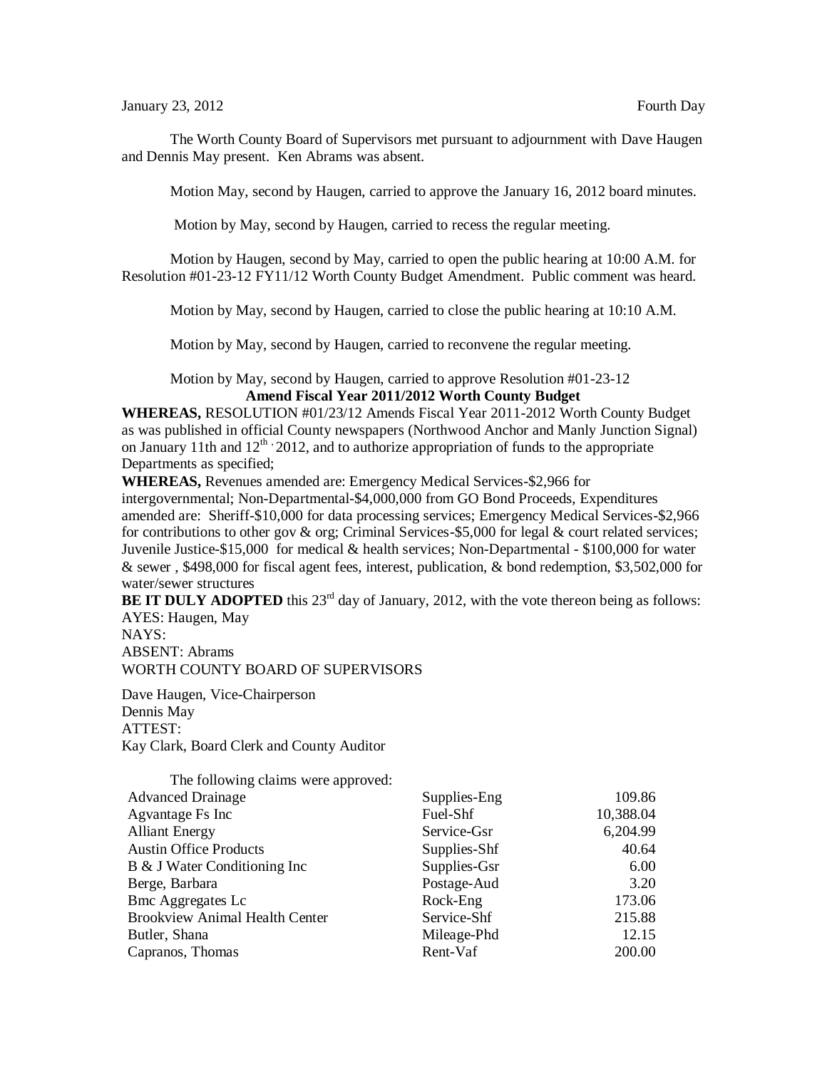January 23, 2012 Fourth Day

The Worth County Board of Supervisors met pursuant to adjournment with Dave Haugen and Dennis May present. Ken Abrams was absent.

Motion May, second by Haugen, carried to approve the January 16, 2012 board minutes.

Motion by May, second by Haugen, carried to recess the regular meeting.

Motion by Haugen, second by May, carried to open the public hearing at 10:00 A.M. for Resolution #01-23-12 FY11/12 Worth County Budget Amendment. Public comment was heard.

Motion by May, second by Haugen, carried to close the public hearing at 10:10 A.M.

Motion by May, second by Haugen, carried to reconvene the regular meeting.

Motion by May, second by Haugen, carried to approve Resolution #01-23-12

**Amend Fiscal Year 2011/2012 Worth County Budget**

**WHEREAS,** RESOLUTION #01/23/12 Amends Fiscal Year 2011-2012 Worth County Budget as was published in official County newspapers (Northwood Anchor and Manly Junction Signal) on January 11th and 12th, 2012, and to authorize appropriation of funds to the appropriate Departments as specified;

**WHEREAS,** Revenues amended are: Emergency Medical Services-$2,966 for intergovernmental; Non-Departmental-$4,000,000 from GO Bond Proceeds, Expenditures amended are: Sheriff-$10,000 for data processing services; Emergency Medical Services-$2,966 for contributions to other gov & org; Criminal Services-$5,000 for legal & court related services; Juvenile Justice-$15,000 for medical & health services; Non-Departmental - $100,000 for water & sewer , $498,000 for fiscal agent fees, interest, publication, & bond redemption, $3,502,000 for water/sewer structures

**BE IT DULY ADOPTED** this 23rd day of January, 2012, with the vote thereon being as follows:
AYES: Haugen, May
NAYS:
ABSENT: Abrams
WORTH COUNTY BOARD OF SUPERVISORS

Dave Haugen, Vice-Chairperson
Dennis May
ATTEST:
Kay Clark, Board Clerk and County Auditor

The following claims were approved:

| | | |
|---|---|---|
| Advanced Drainage | Supplies-Eng | 109.86 |
| Agvantage Fs Inc | Fuel-Shf | 10,388.04 |
| Alliant Energy | Service-Gsr | 6,204.99 |
| Austin Office Products | Supplies-Shf | 40.64 |
| B & J Water Conditioning Inc | Supplies-Gsr | 6.00 |
| Berge, Barbara | Postage-Aud | 3.20 |
| Bmc Aggregates Lc | Rock-Eng | 173.06 |
| Brookview Animal Health Center | Service-Shf | 215.88 |
| Butler, Shana | Mileage-Phd | 12.15 |
| Capranos, Thomas | Rent-Vaf | 200.00 |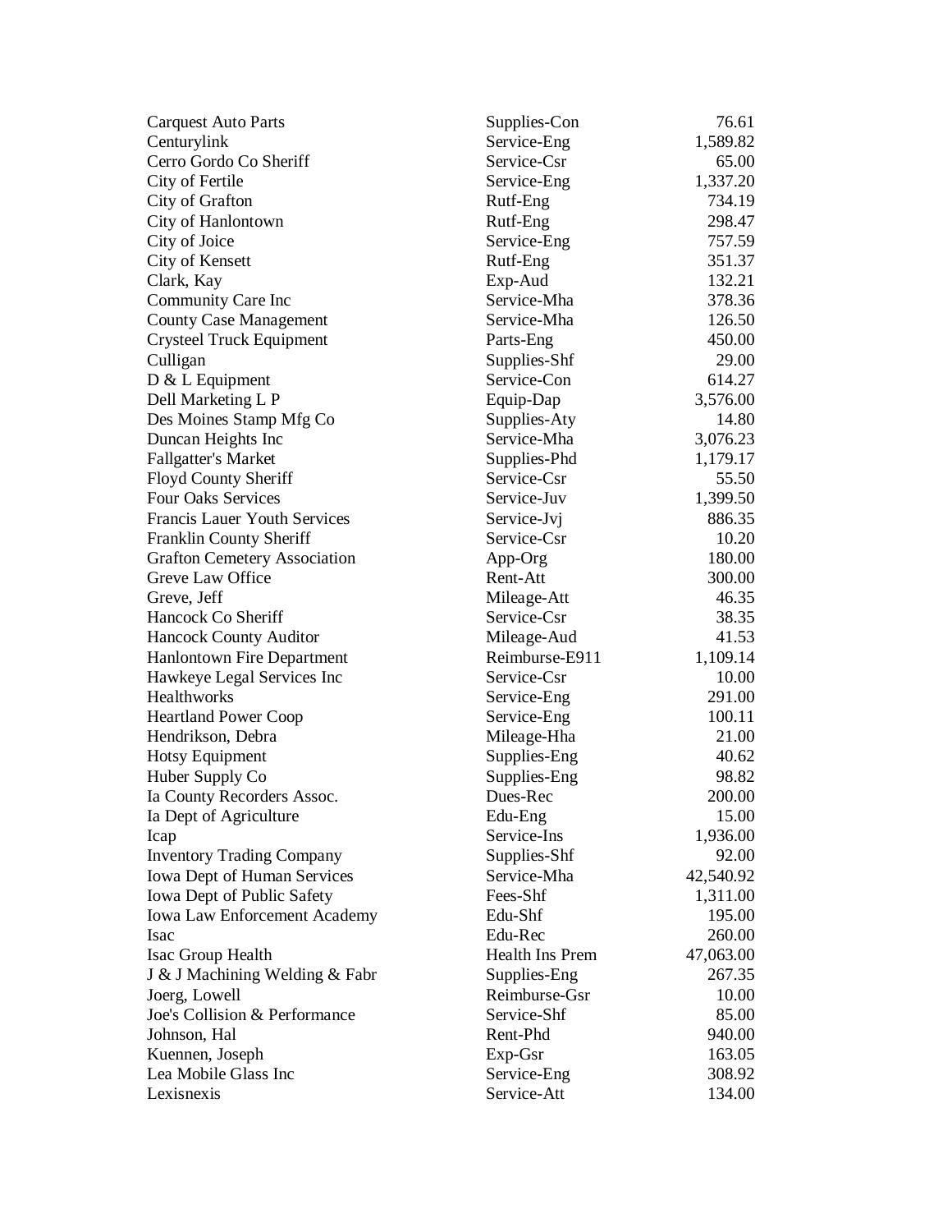| | | |
|---|---|---|
| Carquest Auto Parts | Supplies-Con | 76.61 |
| Centurylink | Service-Eng | 1,589.82 |
| Cerro Gordo Co Sheriff | Service-Csr | 65.00 |
| City of Fertile | Service-Eng | 1,337.20 |
| City of Grafton | Rutf-Eng | 734.19 |
| City of Hanlontown | Rutf-Eng | 298.47 |
| City of Joice | Service-Eng | 757.59 |
| City of Kensett | Rutf-Eng | 351.37 |
| Clark, Kay | Exp-Aud | 132.21 |
| Community Care Inc | Service-Mha | 378.36 |
| County Case Management | Service-Mha | 126.50 |
| Crysteel Truck Equipment | Parts-Eng | 450.00 |
| Culligan | Supplies-Shf | 29.00 |
| D & L Equipment | Service-Con | 614.27 |
| Dell Marketing L P | Equip-Dap | 3,576.00 |
| Des Moines Stamp Mfg Co | Supplies-Aty | 14.80 |
| Duncan Heights Inc | Service-Mha | 3,076.23 |
| Fallgatter's Market | Supplies-Phd | 1,179.17 |
| Floyd County Sheriff | Service-Csr | 55.50 |
| Four Oaks Services | Service-Juv | 1,399.50 |
| Francis Lauer Youth Services | Service-Jvj | 886.35 |
| Franklin County Sheriff | Service-Csr | 10.20 |
| Grafton Cemetery Association | App-Org | 180.00 |
| Greve Law Office | Rent-Att | 300.00 |
| Greve, Jeff | Mileage-Att | 46.35 |
| Hancock Co Sheriff | Service-Csr | 38.35 |
| Hancock County Auditor | Mileage-Aud | 41.53 |
| Hanlontown Fire Department | Reimburse-E911 | 1,109.14 |
| Hawkeye Legal Services Inc | Service-Csr | 10.00 |
| Healthworks | Service-Eng | 291.00 |
| Heartland Power Coop | Service-Eng | 100.11 |
| Hendrikson, Debra | Mileage-Hha | 21.00 |
| Hotsy Equipment | Supplies-Eng | 40.62 |
| Huber Supply Co | Supplies-Eng | 98.82 |
| Ia County Recorders Assoc. | Dues-Rec | 200.00 |
| Ia Dept of Agriculture | Edu-Eng | 15.00 |
| Icap | Service-Ins | 1,936.00 |
| Inventory Trading Company | Supplies-Shf | 92.00 |
| Iowa Dept of Human Services | Service-Mha | 42,540.92 |
| Iowa Dept of Public Safety | Fees-Shf | 1,311.00 |
| Iowa Law Enforcement Academy | Edu-Shf | 195.00 |
| Isac | Edu-Rec | 260.00 |
| Isac Group Health | Health Ins Prem | 47,063.00 |
| J & J Machining Welding & Fabr | Supplies-Eng | 267.35 |
| Joerg, Lowell | Reimburse-Gsr | 10.00 |
| Joe's Collision & Performance | Service-Shf | 85.00 |
| Johnson, Hal | Rent-Phd | 940.00 |
| Kuennen, Joseph | Exp-Gsr | 163.05 |
| Lea Mobile Glass Inc | Service-Eng | 308.92 |
| Lexisnexis | Service-Att | 134.00 |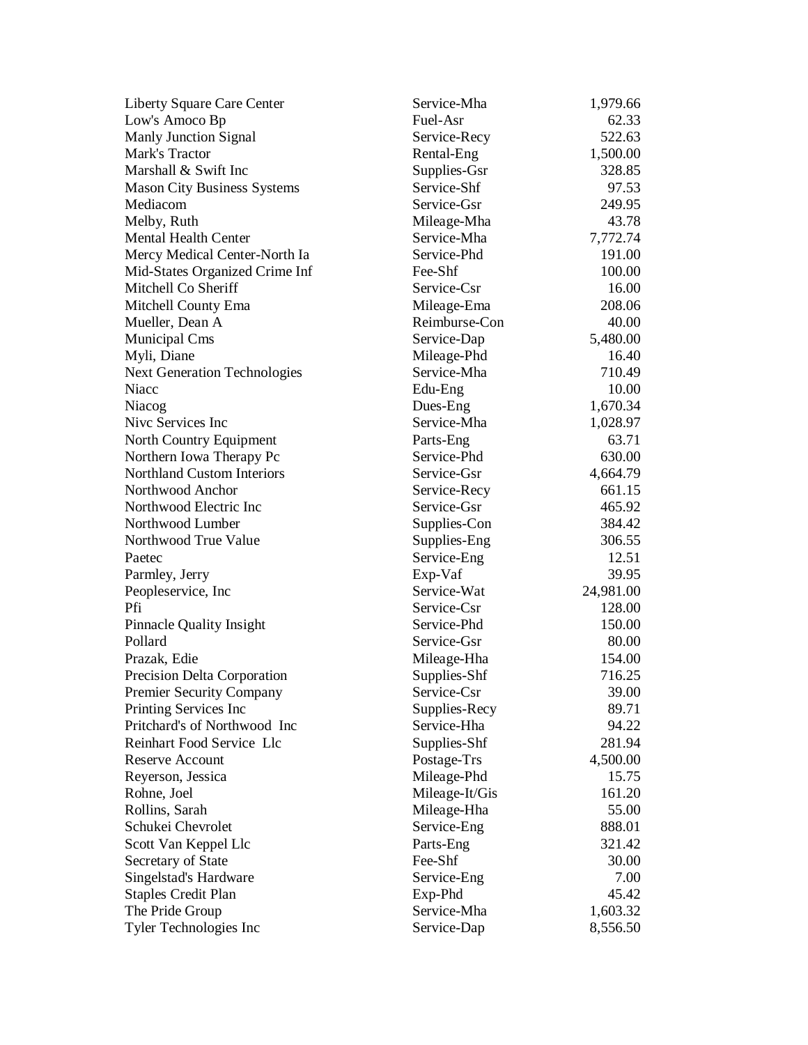| | | |
|---|---|---|
| Liberty Square Care Center | Service-Mha | 1,979.66 |
| Low's Amoco Bp | Fuel-Asr | 62.33 |
| Manly Junction Signal | Service-Recy | 522.63 |
| Mark's Tractor | Rental-Eng | 1,500.00 |
| Marshall & Swift Inc | Supplies-Gsr | 328.85 |
| Mason City Business Systems | Service-Shf | 97.53 |
| Mediacom | Service-Gsr | 249.95 |
| Melby, Ruth | Mileage-Mha | 43.78 |
| Mental Health Center | Service-Mha | 7,772.74 |
| Mercy Medical Center-North Ia | Service-Phd | 191.00 |
| Mid-States Organized Crime Inf | Fee-Shf | 100.00 |
| Mitchell Co Sheriff | Service-Csr | 16.00 |
| Mitchell County Ema | Mileage-Ema | 208.06 |
| Mueller, Dean A | Reimburse-Con | 40.00 |
| Municipal Cms | Service-Dap | 5,480.00 |
| Myli, Diane | Mileage-Phd | 16.40 |
| Next Generation Technologies | Service-Mha | 710.49 |
| Niacc | Edu-Eng | 10.00 |
| Niacog | Dues-Eng | 1,670.34 |
| Nivc Services Inc | Service-Mha | 1,028.97 |
| North Country Equipment | Parts-Eng | 63.71 |
| Northern Iowa Therapy Pc | Service-Phd | 630.00 |
| Northland Custom Interiors | Service-Gsr | 4,664.79 |
| Northwood Anchor | Service-Recy | 661.15 |
| Northwood Electric Inc | Service-Gsr | 465.92 |
| Northwood Lumber | Supplies-Con | 384.42 |
| Northwood True Value | Supplies-Eng | 306.55 |
| Paetec | Service-Eng | 12.51 |
| Parmley, Jerry | Exp-Vaf | 39.95 |
| Peopleservice, Inc | Service-Wat | 24,981.00 |
| Pfi | Service-Csr | 128.00 |
| Pinnacle Quality Insight | Service-Phd | 150.00 |
| Pollard | Service-Gsr | 80.00 |
| Prazak, Edie | Mileage-Hha | 154.00 |
| Precision Delta Corporation | Supplies-Shf | 716.25 |
| Premier Security Company | Service-Csr | 39.00 |
| Printing Services Inc | Supplies-Recy | 89.71 |
| Pritchard's of Northwood Inc | Service-Hha | 94.22 |
| Reinhart Food Service Llc | Supplies-Shf | 281.94 |
| Reserve Account | Postage-Trs | 4,500.00 |
| Reyerson, Jessica | Mileage-Phd | 15.75 |
| Rohne, Joel | Mileage-It/Gis | 161.20 |
| Rollins, Sarah | Mileage-Hha | 55.00 |
| Schukei Chevrolet | Service-Eng | 888.01 |
| Scott Van Keppel Llc | Parts-Eng | 321.42 |
| Secretary of State | Fee-Shf | 30.00 |
| Singelstad's Hardware | Service-Eng | 7.00 |
| Staples Credit Plan | Exp-Phd | 45.42 |
| The Pride Group | Service-Mha | 1,603.32 |
| Tyler Technologies Inc | Service-Dap | 8,556.50 |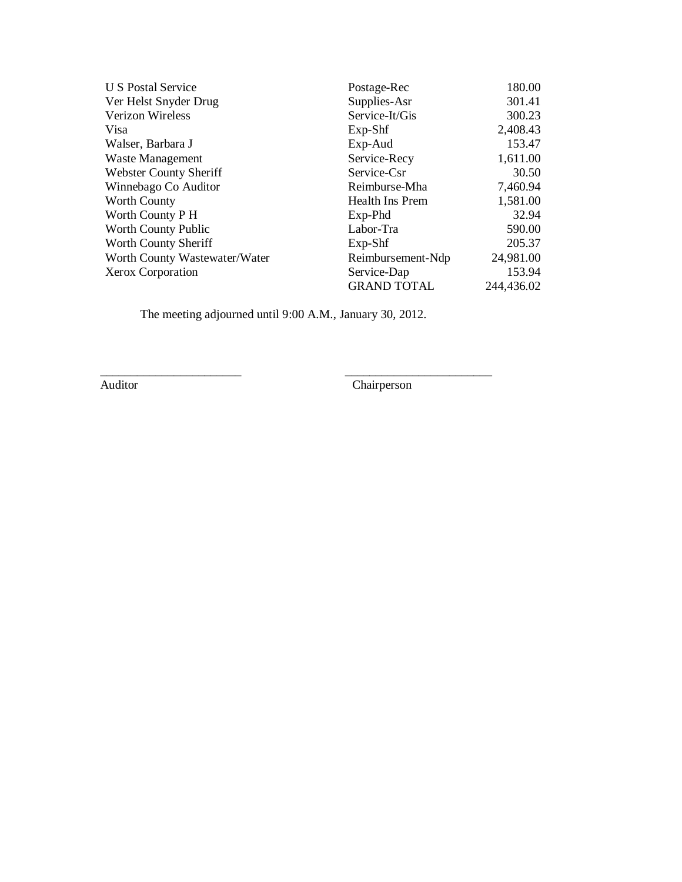| | | |
|---|---|---|
| U S Postal Service | Postage-Rec | 180.00 |
| Ver Helst Snyder Drug | Supplies-Asr | 301.41 |
| Verizon Wireless | Service-It/Gis | 300.23 |
| Visa | Exp-Shf | 2,408.43 |
| Walser, Barbara J | Exp-Aud | 153.47 |
| Waste Management | Service-Recy | 1,611.00 |
| Webster County Sheriff | Service-Csr | 30.50 |
| Winnebago Co Auditor | Reimburse-Mha | 7,460.94 |
| Worth County | Health Ins Prem | 1,581.00 |
| Worth County P H | Exp-Phd | 32.94 |
| Worth County Public | Labor-Tra | 590.00 |
| Worth County Sheriff | Exp-Shf | 205.37 |
| Worth County Wastewater/Water | Reimbursement-Ndp | 24,981.00 |
| Xerox Corporation | Service-Dap | 153.94 |
| | GRAND TOTAL | 244,436.02 |

The meeting adjourned until 9:00 A.M., January 30, 2012.

_______________________ _______________________

Auditor Chairperson